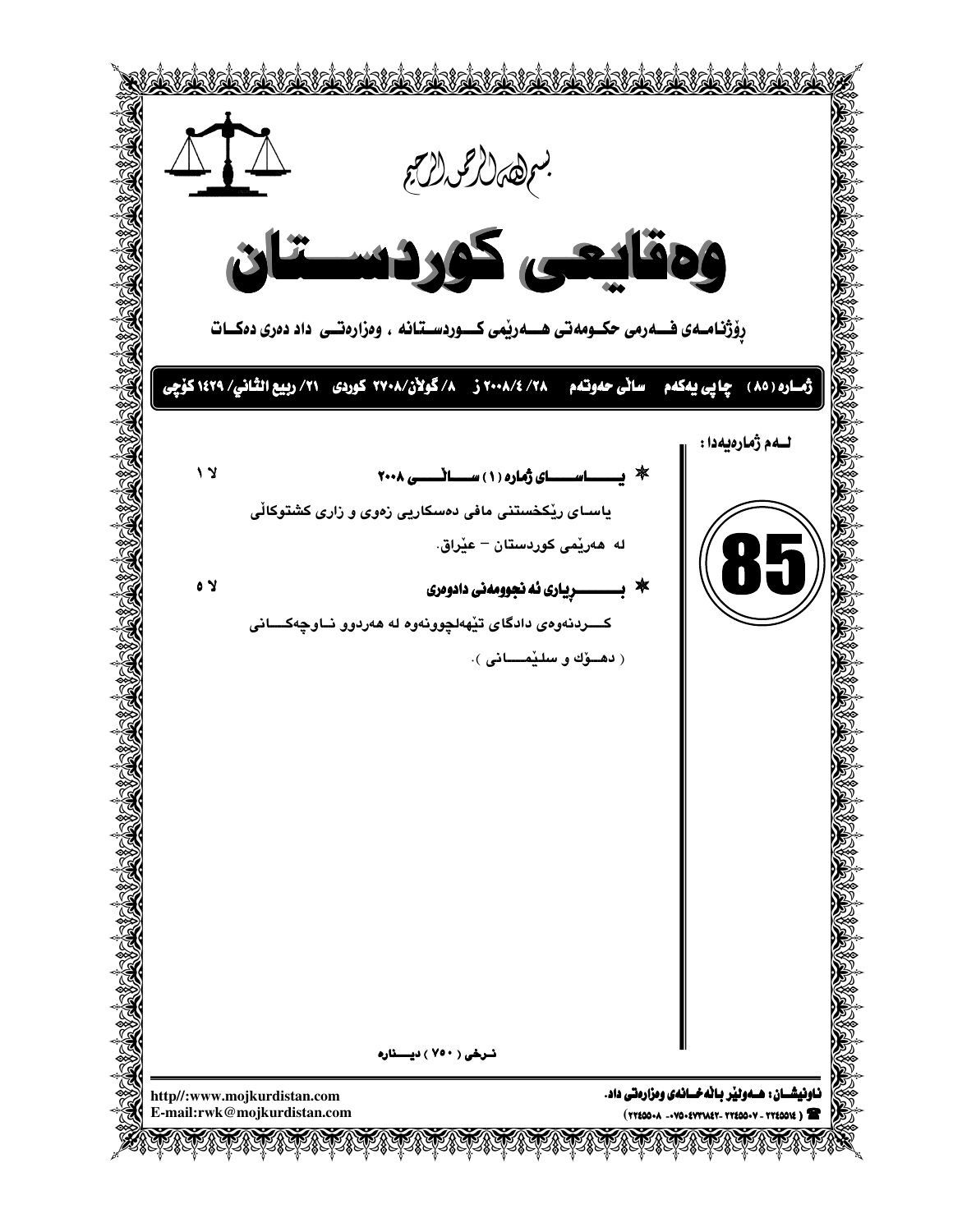بسم الله الرحمن الرحيم

# وەقایعی کوردستان

رۆژنامەی فەرمی حکومەتی هەرێمی کوردستانە ، وەزارەتی داد دەری دەکات

ژمارە (٨٥) چاپی یەکەم ساڵی حەوتەم ٢٨/ ٤/٢٠٠٨ ز ٨/ گوڵان/٢٧٠٨ کوردی ٢١/ ربيع الثاني/ ١٤٢٩ کۆچی

85

لەم ژمارەیەدا :

* یاسای ژمارە (١) ساڵی ٢٠٠٨ — لا ١

  یاسای رێکخستنی مافی دەسکاریی زەوی و زاری کشتوکاڵی لە هەرێمی کوردستان – عێراق.

* بڕیاری ئەنجوومەنی دادوەری — لا ٥

  کردنەوەی دادگای تێهەڵچوونەوە لە هەردوو ناوچەکانی ( دهۆک و سلێمانی ).

نرخی ( ٧٥٠ ) دینارە

http//:www.mojkurdistan.com
E-mail:rwk@mojkurdistan.com

ناونیشان : هەولێر باڵەخانەی وەزارەتی داد.
( ٢٢٤٥٥٠١٤ - ٢٢٤٥٥٠٠٧ - ٠٧٥٠٤٧٣٦٨٤٢ - ٢٢٤٥٥٠٠٨ )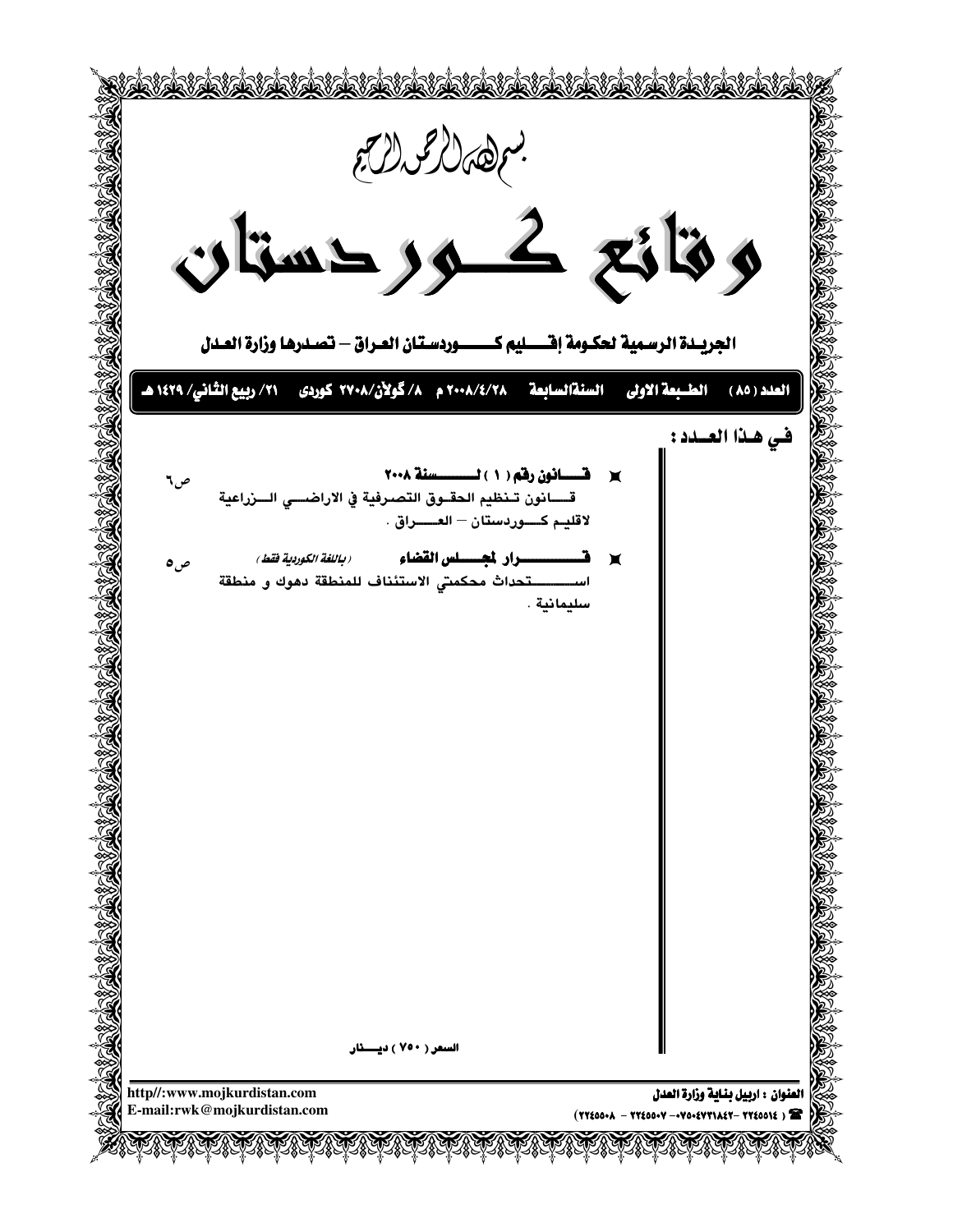بسم الله الرحمن الرحيم

# وقائع كــوردستان

## الجريـدة الرسمية لحكـومة إقـــليم كـــــوردستان العـراق – تصـدرها وزارة العـدل

العدد (٨٥) الطـبعة الاولى السنةالسابعة ٢٠٠٨/٤/٢٨ م ٨/ گولان/٢٧٠٨ كوردى ٢١/ ربيع الثاني/ ١٤٢٩ هـ

### فـي هـذا العــدد :

- **قـــانون رقم ( ١ ) لــــــسنة ٢٠٠٨** ص٦
  قـــانون تـنظيم الحقـوق التصرفية في الاراضـــي الـــزراعية لاقليـم كــــوردستان – العــــراق .

- **قـــــــرار لمجــــلس القضاء** *(باللغة الكوردية فقط)* ص٥
  اســـــــتحداث محكمتي الاستئناف للمنطقة دهوك و منطقة سليمانية .

السعر ( ٧٥٠ ) ديــــنار

العنوان : اربيل بناية وزارة العدل
☎ ( ٢٢٤٥٥١٤ – ٠٧٥٠٤٧٣١٨٤٢ – ٢٢٤٥٥٠٧ – ٢٢٤٥٥٠٨ )

http//:www.mojkurdistan.com
E-mail:rwk@mojkurdistan.com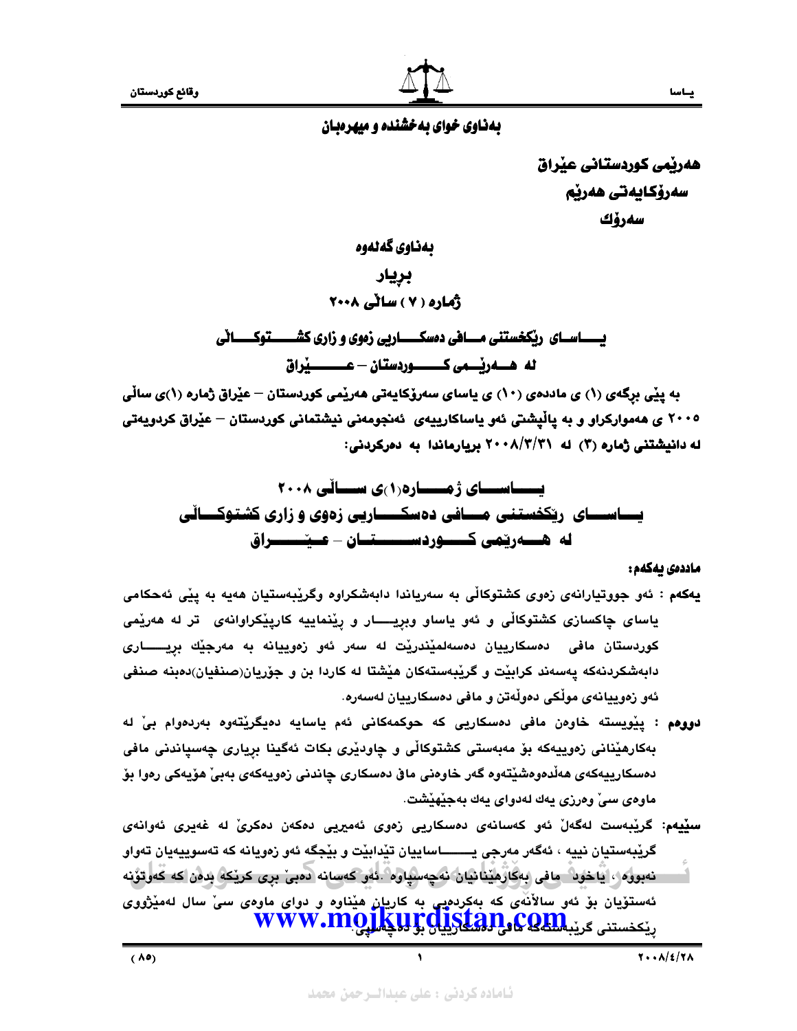بەناوی خوای بەخشندە و میهرەبان

**هەرێمی کوردستانی عێراق**
**سەرۆکایەتی هەرێم**
**سەرۆك**

**بەناوی گەلەوە**

**بڕیار**
**ژمارە ( ٧ ) ساڵی ٢٠٠٨**

**یـــاسـای ڕێکخستنی مـــافی دەسکـــاریی زەوی و زاری کشـــتوکـــاڵی لە هـــەرێـــمی کـــــوردستان – عـــــێراق**

به پێی برگەی (١) ی ماددەی (١٠) ی یاسای سەرۆکایەتی هەرێمی کوردستان – عێراق ژمارە (١)ی ساڵی ٢٠٠٥ ی هەموارکراو و بە پاڵپشتی ئەو یاساکارییەی ئەنجومەنی نیشتمانی کوردستان – عێراق کردویەتی لە دانیشتنی ژمارە (٣) لە ٢٠٠٨/٣/٣١ بڕیارماندا بە دەرکردنی:

## یـــاســـای ژمـــارە(١)ی ســـاڵی ٢٠٠٨
## یـــاســـای ڕێکخستنی مـــافی دەسکـــاریی زەوی و زاری کشتوکـــاڵی لە هـــەرێمی کـــوردســـــتـــان – عـــێـــراق

**ماددەی یەکەم:**

**یەکەم :** ئەو جووتیارانەی زەوی کشتوکاڵی بە سەریاندا دابەشکراوە وگرێبەستیان هەیە بە پێی ئەحکامی یاسای چاکسازی کشتوکاڵی و ئەو یاساو بڕیـــار و ڕێنماییە کارپێکراوانەی تر لە هەرێمی کوردستان مافی دەسکارییان دەسەلمێندرێت لە سەر ئەو زەوییانە بە مەرجێك بڕیـــاری دابەشکردنەکە پەسەند کرابێت و گرێبەستەکان هێشتا لە کاردا بن و جۆریان(صنفیان)دەبنە صنفی ئەو زەوییانەی موڵکی دەوڵەتن و مافی دەسکارییان لەسەرە.

**دووەم :** پێویستە خاوەن مافی دەسکاریی کە حوکمەکانی ئەم یاسایە دەیگرێتەوە بەردەوام بێ لە بەکارهێنانی زەوییەکە بۆ مەبەستی کشتوکاڵی و چاودێری بکات ئەگینا بڕیاری چەسپاندنی مافی دەسکارییەکەی هەڵدەوەشێتەوە گەر خاوەنی مافی دەسکاری چاندنی زەویەکەی بەبێ هۆیەکی ڕەوا بۆ ماوەی سێ وەرزی یەك لەدوای یەك بەجێهێشت.

**سێیەم:** گرێبەست لەگەڵ ئەو کەسانەی دەسکاریی زەوی ئەمیریی دەکەن دەکرێ لە غەیری ئەوانەی گرێبەستیان نییە ، ئەگەر مەرجی یـــاساییان تێدابێت و بێجگە ئەو زەویانە کە تەسوییەیان تەواو نەبووە ، یاخود مافی بەکارهێنانیان نەچەسپاوە .ئەو کەسانە دەبێ بری کرێکە بدەن کە کەوتۆنە ئەستۆیان بۆ ئەو ساڵانەی کە بەکردەیی بە کاریان هێناوە و دوای ماوەی سێ ساڵ لەمێژووی ڕێکخستنی گرێبەستەکە مافی دەسکارییان بۆ دەچەسپێ.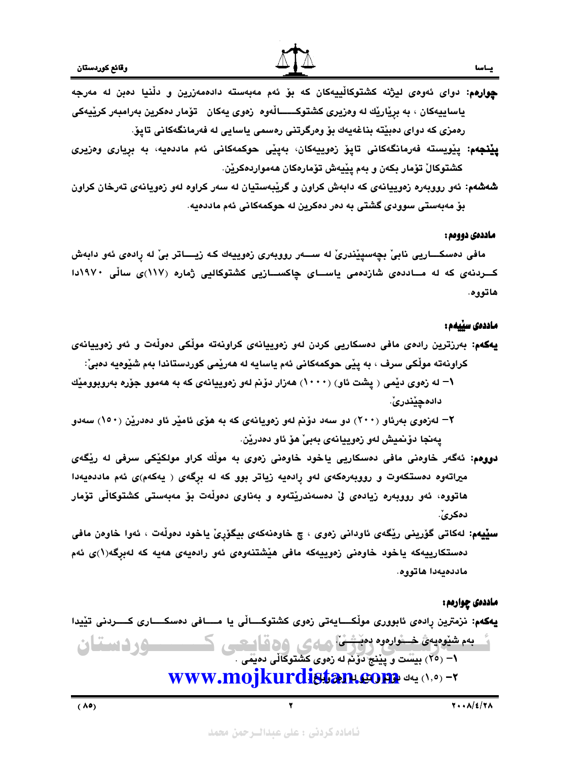**چوارەم:** دوای ئەوەی لیژنە کشتوکاڵییەکان کە بۆ ئەم مەبەستە دادەمەزرین و دڵنیا دەبن لە مەرجە یاساییەکان ، بە بڕیارێك لە وەزیری کشتوکـــــاڵەوە زەوی یەکان تۆمار دەکرین بەرامبەر کرێیەکی ڕەمزی کە دوای دەبێتە بناغەیەك بۆ وەرگرتنی ڕەسمی یاسایی لە فەرمانگەکانی تاپۆ.

**پێنجەم:** پێویستە فەرمانگەکانی تاپۆ زەوییەکان، بەپێی حوکمەکانی ئەم ماددەیە، بە بڕیاری وەزیری کشتوکاڵ تۆمار بکەن و بەم پێیەش تۆمارەکان هەمواردەکرێن.

**شەشەم:** ئەو ڕووبەرە زەوییانەی کە دابەش کراون و گرێبەستیان لە سەر کراوە لەو زەویانەی تەرخان کراون بۆ مەبەستی سوودی گشتی بە دەر دەکرین لە حوکمەکانی ئەم ماددەیە.

**ماددەی دووەم:**

مافی دەسکـــاریی نابێ بچەسپێندرێ لە ســـەر ڕووبەری زەوییەك کە زیـــاتر بێ لە ڕادەی ئەو دابەش کـــردنەی کە لە مـــاددەی شازدەمی یاســـای چاکســـازیی کشتوکالیی ژمارە (١١٧)ی ساڵی ١٩٧٠دا هاتووە.

**ماددەی سێیەم:**

**یەکەم:** بەرزترین ڕادەی مافی دەسکاریی کردن لەو زەوییانەی کراونەتە موڵکی دەوڵەت و ئەو زەوییانەی کراونەتە موڵکی سرف ، بە پێی حوکمەکانی ئەم یاسایە لە هەرێمی کوردستاندا بەم شێوەیە دەبێ:

١– لە زەوی دێمی ( پشت ئاو ) (١٠٠٠) هەزار دۆنم لەو زەوییانەی کە بە هەموو جۆرە بەروبوومێك دادەچێندرێ.

٢– لەزەوی بەرئاو (٢٠٠) دو سەد دۆنم لەو زەویانەی کە بە هۆی ئامێر ئاو دەدرێن (١٥٠) سەدو پەنجا دۆنمیش لەو زەوییانەی بەبێ هۆ ئاو دەدرێن.

**دووەم:** ئەگەر خاوەنی مافی دەسکاریی یاخود خاوەنی زەوی بە موڵك کراو مولکێکی سرفی لە ڕێگەی میراتەوە دەستکەوت و ڕووبەرەکەی لەو ڕادەیە زیاتر بوو کە لە بڕگەی ( یەکەم)ی ئەم ماددەیەدا هاتووە، ئەو ڕووبەرە زیادەی لێ دەسەندرێتەوە و بەناوی دەوڵەت بۆ مەبەستی کشتوکاڵی تۆمار دەکرێ.

**سێیەم:** لەکاتی گۆڕینی ڕێگەی ئاودانی زەوی ، چ خاوەنەکەی بیگۆڕێ یاخود دەوڵەت ، ئەوا خاوەن مافی دەستکارییەکە یاخود خاوەنی زەوییەکە مافی هێشتنەوەی ئەو ڕادەیەی هەیە کە لەبڕگە(١)ی ئەم ماددەیەدا هاتووە.

**ماددەی چوارەم:**

**یەکەم:** نزمترین ڕادەی ئابووری موڵکـــایەتی زەوی کشتوکـــاڵی یا مـــافی دەسکــــاری کــــردنی تێیدا بەم شێوەیەی خـــوارەوە دەبـــێ:

١– (٢٥) بیست و پێنج دۆنم لە زەوی کشتوکاڵی دەیمی .

٢– (١,٥) یەك دۆنم و نیو لە باخ و باخچە.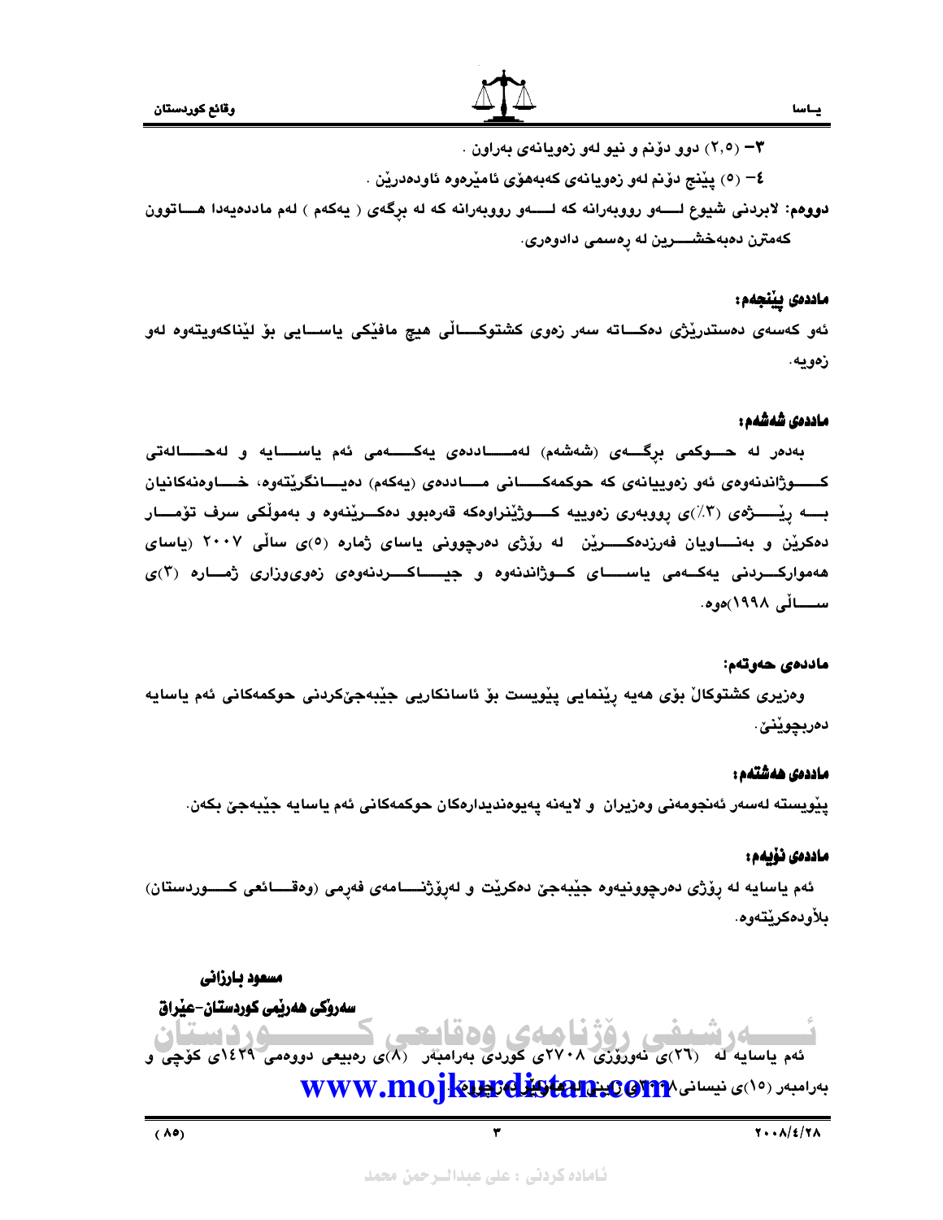٣- (٢,٥) دوو دۆنم و نیو لەو زەویانەی بەراون .

٤- (٥) پێنج دۆنم لەو زەویانەی کەبەهۆی ئامێرەوە ئاودەدرێن .

**دووەم:** لابردنی شیوع لـــەو رووبەرانە کە لـــەو رووبەرانە کە لە برگەی ( یەکەم ) لەم ماددەیەدا هـــاتوون کەمترن دەبەخشـــرین لە رەسمی دادوەری.

### ماددەی پێنجەم:

ئەو کەسەی دەستدرێژی دەکـــاتە سەر زەوی کشتوکـــاڵی هیچ مافێکی یاســـایی بۆ لێناکەویتەوە لەو زەویە.

### ماددەی شەشەم:

بەدەر لە حـــوکمی برگـــەی (شەشەم) لەمـــاددەی یەکـــەمی ئەم یاســـایە و لەحـــاڵەتی کـــوژاندنەوەی ئەو زەوییانەی کە حوکمەکـــانی مـــاددەی (یەکەم) دەیـــانگرێتەوە، خـــاوەنەکانیان بـــە رێـــژەی (٣٪)ی رووبەری زەوییە کـــوژێنراوەکە قەرەبوو دەکـــرێنەوە و بەموڵکی سرف تۆمـــار دەکرێن و بەنـــاویان فەرزدەکـــرێن لە رۆژی دەرچوونی یاسای ژمارە (٥)ی ساڵی ٢٠٠٧ (یاسای هەموارکـــردنی یەکـــەمی یاســـای کـــوژاندنەوە و جیـــاکـــردنەوەی زەویوزاری ژمـــارە (٣)ی ســـاڵی ١٩٩٨)ەوە.

### ماددەی حەوتەم:

وەزیری کشتوکاڵ بۆی هەیە رێنمایی پێویست بۆ ئاسانکاریی جێبەجێکردنی حوکمەکانی ئەم یاسایە دەربچوێنێ.

### ماددەی هەشتەم:

پێویستە لەسەر ئەنجومەنی وەزیران و لایەنە پەیوەندیدارەکان حوکمەکانی ئەم یاسایە جێبەجێ بکەن.

### ماددەی نۆیەم:

ئەم یاسایە لە رۆژی دەرچوونیەوە جێبەجێ دەکرێت و لەرۆژنـــامەی فەرمی (وەقـــائعی کـــوردستان) بڵاودەکرێتەوە.

**مسعود بارزانی**

**سەرۆکی هەرێمی کوردستان-عێراق**

ئەم یاسایە لە (٢٦)ی نەورۆزی ٢٧٠٨ی کوردی بەرامبەر (٨)ی رەبیعی دووەمی ١٤٢٩ی کۆچی و بەرامبەر (١٥)ی نیسانی ٢٠٠٨ی زایینی دەرچووە.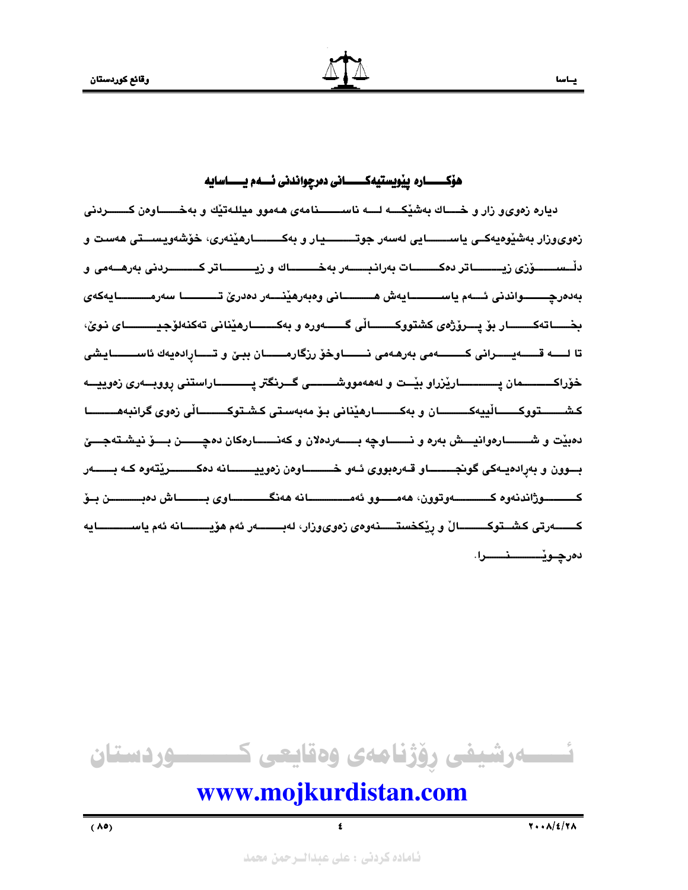## هۆكـــاره پێویستیه‌كـــانی ده‌رچواندنی ئـــه‌م یـــاسایه

دیاره زه‌وی‌و زار و خـــاك به‌شێكــه لـــه ناســـنامه‌ی هه‌موو میلله‌تێك و به‌خـــاوه‌ن كـــردنی زه‌وی‌وزار به‌شێوه‌یه‌كـی یاســـایی له‌سه‌ر جوتـــیار و به‌كـــارهێنه‌ری، خۆشه‌ویســتی هه‌ست و دڵســـۆزی زیـــاتر ده‌كـــات به‌رانبـــه‌ر به‌خـــاك و زیـــاتر كـــردنی به‌رهـــه‌می و به‌ده‌رچـــواندنی ئـــه‌م یاســـایه‌ش هـــانی وه‌به‌رهێنـــه‌ر ده‌درێ تـــــا سه‌رمـــایه‌كه‌ی بخـــاته‌كـــار بۆ پـــرۆژه‌ی كشتوكـــاڵی گـــه‌وره‌ و به‌كـــارهێنانی ته‌كنه‌لۆجیـــای نوێ، تا لـــه قـــه‌یـــرانی كـــه‌می به‌رهـه‌می نـــاوخۆ رزگارمـــان ببـێ و تـــاراده‌یه‌ك ئاســـایشی خۆراكـــمان پـــارێزراو بێـت و له‌هه‌مووشـــی گـرنگتر پـــاراستنی رووبـه‌ری زه‌وییـه كشـــتووكـــاڵییه‌كـــان و به‌كـــارهێنانی بـۆ مه‌به‌ستی كشـتوكـــاڵی زه‌وی گرانبه‌هـــا ده‌بێت و شـــاره‌وانیـش به‌ره‌ و نـــاوچه‌ بـــه‌رده‌لان و كه‌نـــاره‌كان ده‌چـــن بـــۆ نیشته‌جـێ بـــوون و به‌راده‌یـه‌كی گونجـــاو قـه‌ره‌بووی ئـه‌و خـــاوه‌ن زه‌وییـــانه‌ ده‌كـــرێته‌وه‌ كـه‌ بـــه‌ر كـــــوژاندنه‌وه‌ كـــه‌وتوون، هه‌مـــوو ئه‌مـــانه‌ هه‌نگـــاوی بـــاش ده‌بـــن بـۆ كـــه‌رتی كشـتوكـــاڵ و رێكخستـــنه‌وه‌ی زه‌وی‌وزار، له‌بـــه‌ر ئه‌م هۆیـــانه‌ ئه‌م یاســـایه ده‌رچـوێـــنـــرا.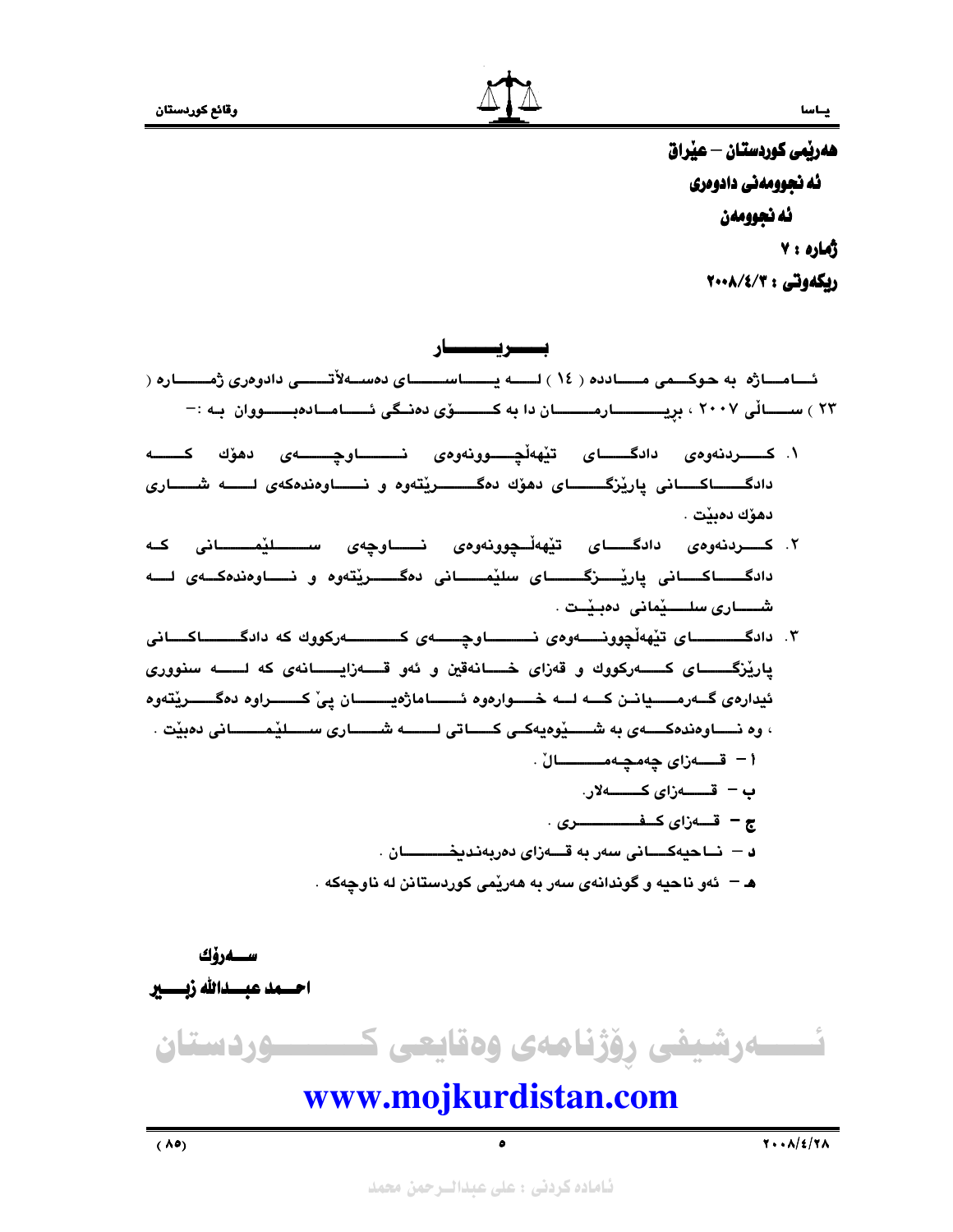هەرێمی کوردستان – عێراق

ئەنجوومەنی دادوەری

ئەنجوومەن

ژمارە : ٧

ریکەوتی : ٢٠٠٨/٤/٣

## بـریـار

ئـامـاژە بە حوکمی مـادده ( ١٤ ) لـه یـاسـای دەسەلاتـی دادوەری ژمـاره ( ٢٣ ) سـالّی ٢٠٠٧ ، بریـارمـان دا بە کـۆی دەنگی ئـامـادەبـووان بـه :-

١. کـردنەوەی دادگـای تێهەڵچـوونەوەی نـاوچـەی دهۆك کـە دادگـاکـانی پارێزگـای دهۆك دەگـرێتەوە و نـاوەندەکەی لـە شـاری دهۆك دەبێت .
٢. کـردنەوەی دادگـای تێهەڵچوونەوەی نـاوچەی سـلێمـانی کـە دادگـاکـانی پارێـزگـای سلێمـانی دەگـرێتەوە و نـاوەندەکـەی لـە شـاری سلـێمانی دەبێـت .
٣. دادگـای تێهەڵچوونـەوەی نـاوچـەی کـەرکووك کە دادگـاکـانی پارێزگـای کـەرکووك و قەزای خـانەقین و ئەو قـەزایـانەی کە لـە سنووری ئیدارەی گـەرمـیانـن کـە لـە خـوارەوە ئـاماژەیـان پێ کـراوە دەگـرێتەوە ، وە نـاوەندەکـەی بە شـێوەیەکـی کـاتی لـە شـاری سـلێمـانی دەبێت .

أ – قـەزای چەمچـەمـالّ .

ب – قـەزای کـەلار.

ج – قـەزای کـفـری .

د – نـاحیەکـانی سەر بە قـەزای دەربەندیخـان .

هـ – ئەو ناحیە و گوندانەی سەر بە هەرێمی کوردستانن لە ناوچەکە .

**سـەرۆك**

**احـمد عبـدالله زبـیر**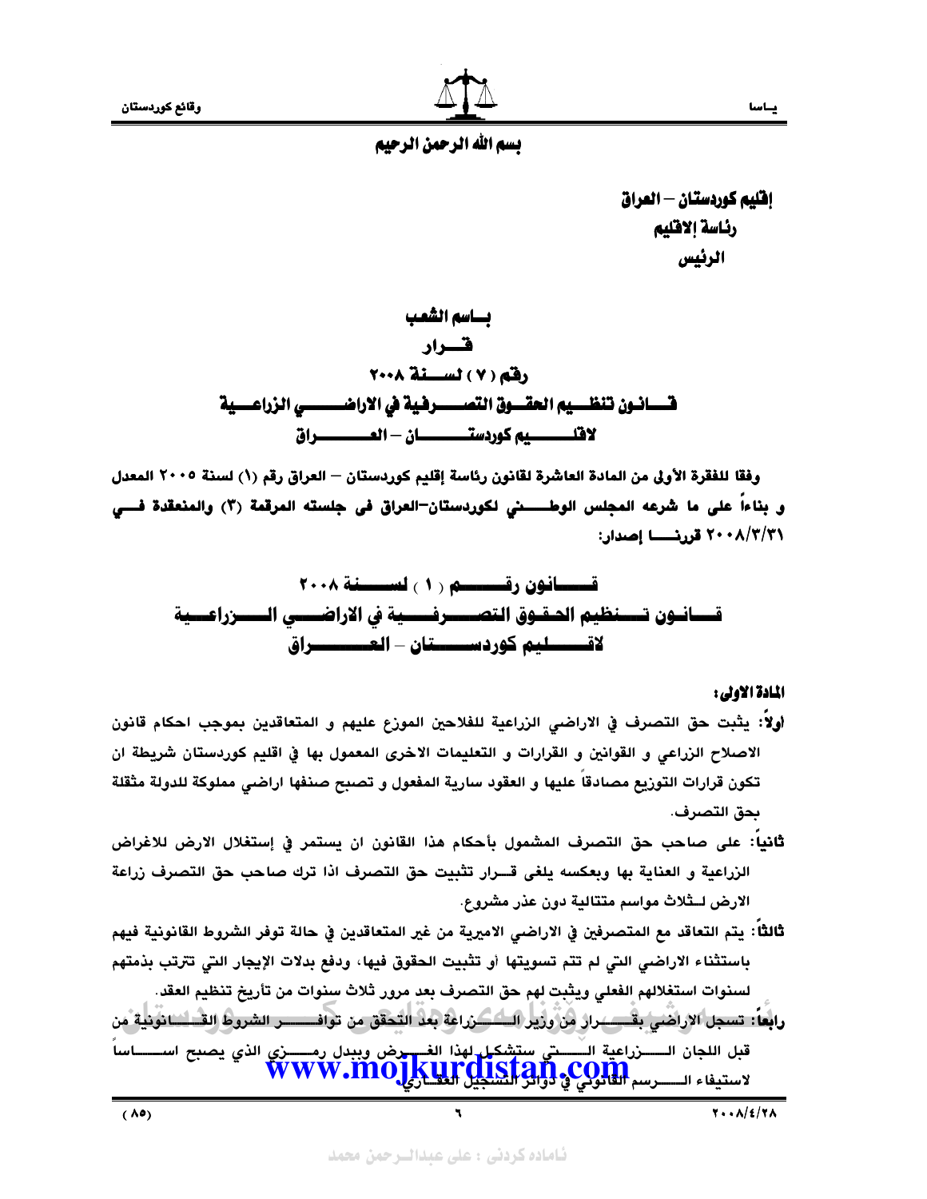بسم الله الرحمن الرحيم

إقليم كوردستان – العراق
رئاسة الاقليم
الرئيس

# بـاسم الشعب

## قـرار

## رقم ( ٧ ) لسـنة ٢٠٠٨

## قـانون تنظـيم الحقـوق التصـرفية في الاراضـي الزراعـية لاقلـيم كوردستـان – العـراق

وفقا للفقرة الأولى من المادة العاشرة لقانون رئاسة إقليم كوردستان – العراق رقم (١) لسنة ٢٠٠٥ المعدل و بناءاً على ما شرعه المجلس الوطـني لكوردستان–العراق فى جلسته المرقمة (٣) والمنعقدة فـي ٢٠٠٨/٣/٣١ قررنـا إصدار:

# قـانون رقـم ( ١ ) لسـنة ٢٠٠٨

# قـانون تـنظيم الحقوق التصـرفـية في الاراضـي الـزراعـية لاقـليم كوردسـتان – العـراق

**المادة الاولى:**

**اولاً:** يثبت حق التصرف في الاراضي الزراعية للفلاحين الموزع عليهم و المتعاقدين بموجب احكام قانون الاصلاح الزراعي و القوانين و القرارات و التعليمات الاخرى المعمول بها في اقليم كوردستان شريطة ان تكون قرارات التوزيع مصادقاً عليها و العقود سارية المفعول و تصبح صنفها اراضي مملوكة للدولة مثقلة بحق التصرف.

**ثانياً:** على صاحب حق التصرف المشمول بأحكام هذا القانون ان يستمر في إستغلال الارض للاغراض الزراعية و العناية بها وبعكسه يلغى قـرار تثبيت حق التصرف اذا ترك صاحب حق التصرف زراعة الارض لـثلاث مواسم متتالية دون عذر مشروع.

**ثالثاً:** يتم التعاقد مع المتصرفين في الاراضي الاميرية من غير المتعاقدين في حالة توفر الشروط القانونية فيهم باستثناء الاراضي التي لم تتم تسويتها أو تثبيت الحقوق فيها، ودفع بدلات الإيجار التي تترتب بذمتهم لسنوات استغلالهم الفعلي ويثبت لهم حق التصرف بعد مرور ثلاث سنوات من تأريخ تنظيم العقد.

**رابعاً:** تسجل الاراضي بقـرار من وزير الـزراعة بعد التحقق من توافـر الشروط القـانونية من قبل اللجان الـزراعية الـتي ستشكل لهذا الغـرض وببدل رمـزي الذي يصبح اسـاساً لاستيفاء الـرسم القانوني في دوائر التسجيل العقاري.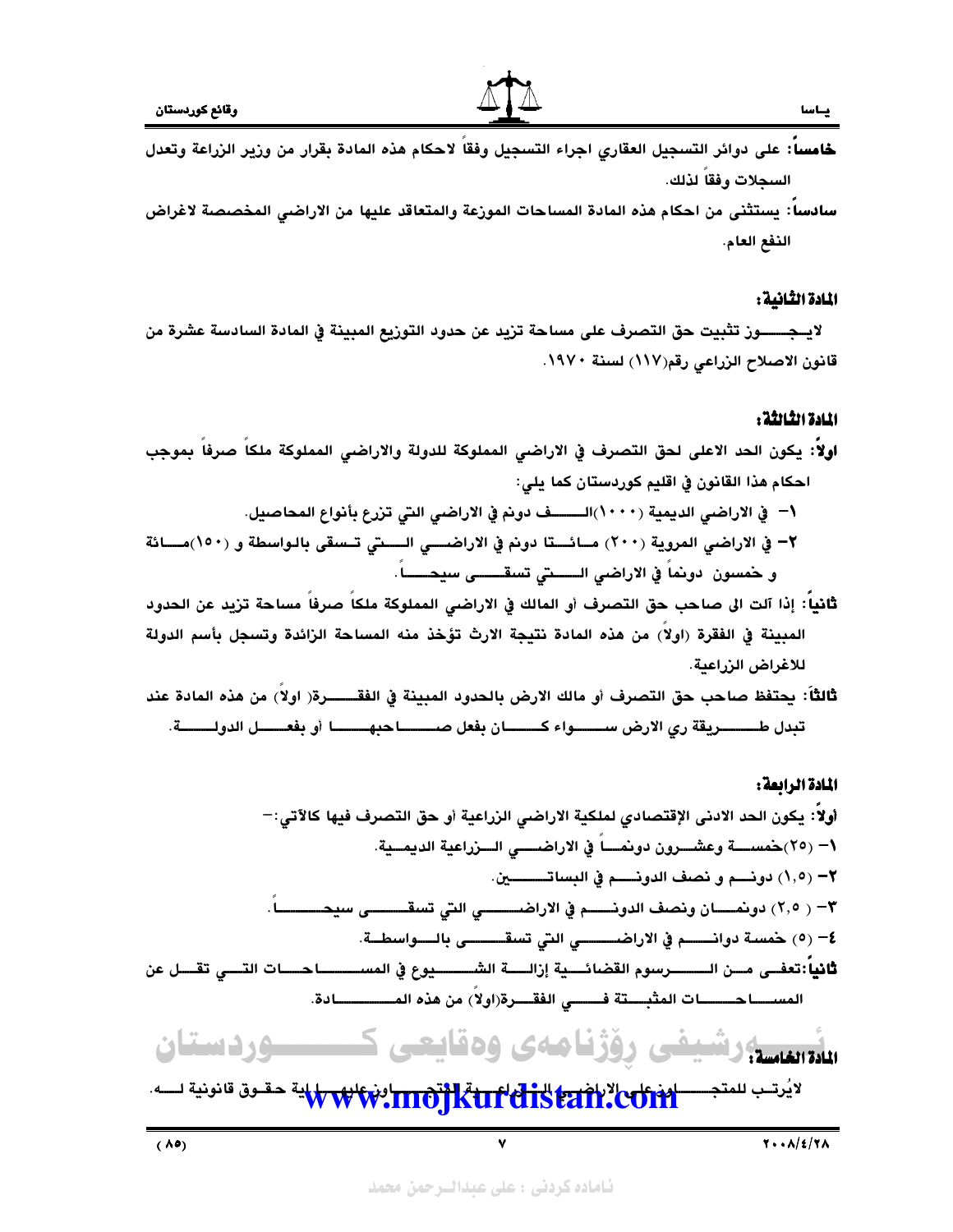**خامساً:** على دوائر التسجيل العقاري اجراء التسجيل وفقاً لاحكام هذه المادة بقرار من وزير الزراعة وتعدل السجلات وفقاً لذلك.

**سادساً:** يستثنى من احكام هذه المادة المساحات الموزعة والمتعاقد عليها من الاراضي المخصصة لاغراض النفع العام.

### المادة الثانية:

لايجوز تثبيت حق التصرف على مساحة تزيد عن حدود التوزيع المبينة في المادة السادسة عشرة من قانون الاصلاح الزراعي رقم(١١٧) لسنة ١٩٧٠.

### المادة الثالثة:

**اولاً:** يكون الحد الاعلى لحق التصرف في الاراضي المملوكة للدولة والاراضي المملوكة ملكاً صرفاً بموجب احكام هذا القانون في اقليم كوردستان كما يلي:

١- في الاراضي الديمية (١٠٠٠)الف دونم في الاراضي التي تزرع بأنواع المحاصيل.

٢- في الاراضي المروية (٢٠٠) مائتا دونم في الاراضي التي تسقى بالواسطة و (١٥٠)مائة و خمسون دونماً في الاراضي التي تسقى سيحاً.

**ثانياً:** إذا آلت الى صاحب حق التصرف أو المالك في الاراضي المملوكة ملكاً صرفاً مساحة تزيد عن الحدود المبينة في الفقرة (اولاً) من هذه المادة نتيجة الارث تؤخذ منه المساحة الزائدة وتسجل بأسم الدولة للاغراض الزراعية.

**ثالثاً:** يحتفظ صاحب حق التصرف أو مالك الارض بالحدود المبينة في الفقرة( اولاً) من هذه المادة عند تبدل طريقة ري الارض سواء كان بفعل صاحبها أو بفعل الدولة.

### المادة الرابعة:

**أولاً:** يكون الحد الادنى الإقتصادي لملكية الاراضي الزراعية أو حق التصرف فيها كالآتي:-

١- (٢٥)خمسة وعشرون دونماً في الاراضي الزراعية الديمية.

٢- (١,٥) دونم و نصف الدونم في البساتين.

٣- ( ٢,٥) دونمان ونصف الدونم في الاراضي التي تسقى سيحاً.

٤- (٥) خمسة دوانم في الاراضي التي تسقى بالواسطة.

**ثانياً:** تعفى من الرسوم القضائية إزالة الشيوع في المساحات التي تقل عن المساحات المثبتة في الفقرة(اولاً) من هذه المادة.

### المادة الخامسة:

لايُرتب للمتجاوزين على الاراضي الزراعية المتجاوز عليها اية حقوق قانونية له.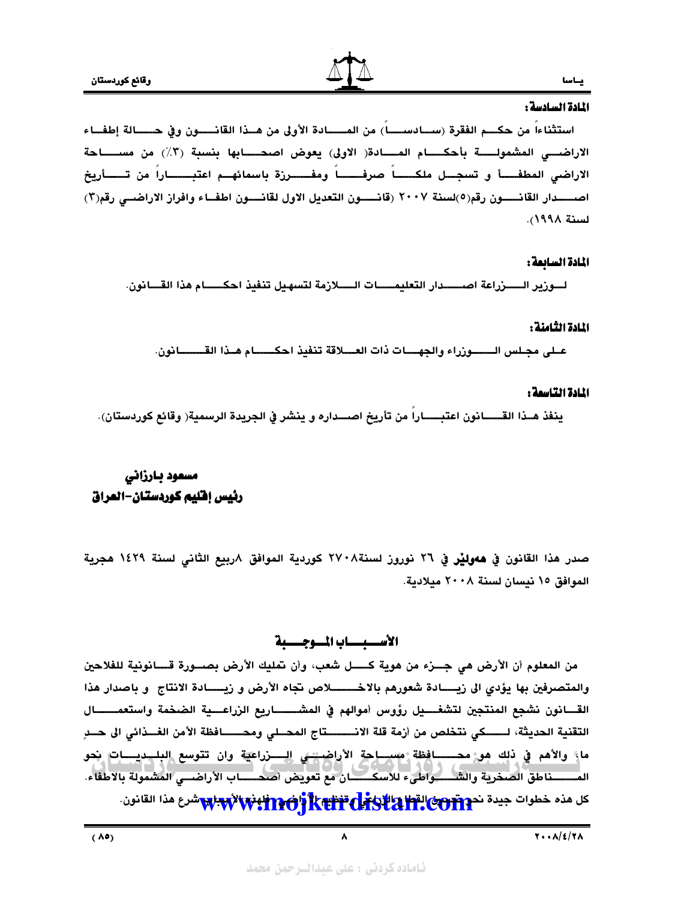**المادة السادسة:**

استثناءاً من حكم الفقرة (سادساً) من المادة الأولى من هذا القانون وفي حالة إطفاء الاراضي المشمولة بأحكام المادة( الاولى) يعوض اصحابها بنسبة (٣٪) من مساحة الاراضي المطفأ و تسجل ملكاً صرفاً ومفرزة باسمائهم اعتباراً من تأريخ اصدار القانون رقم(٥)لسنة ٢٠٠٧ (قانون التعديل الاول لقانون اطفاء وافراز الاراضي رقم(٣) لسنة ١٩٩٨).

**المادة السابعة:**

لوزير الزراعة اصدار التعليمات اللازمة لتسهيل تنفيذ احكام هذا القانون.

**المادة الثامنة:**

على مجلس الوزراء والجهات ذات العلاقة تنفيذ احكام هذا القانون.

**المادة التاسعة:**

ينفذ هذا القانون اعتباراً من تأريخ اصداره و ينشر في الجريدة الرسمية( وقائع كوردستان).

**مسعود بارزاني**
**رئيس إقليم كوردستان-العراق**

صدر هذا القانون في **هەولێر** في ٢٦ نوروز لسنة٢٧٠٨ كوردية الموافق ٨ربيع الثاني لسنة ١٤٢٩ هجرية الموافق ١٥ نيسان لسنة ٢٠٠٨ ميلادية.

## الأسباب الموجبة

من المعلوم أن الأرض هي جزء من هوية كل شعب، وأن تمليك الأرض بصورة قانونية للفلاحين والمتصرفين بها يؤدي الى زيادة شعورهم بالاخلاص تجاه الأرض و زيادة الانتاج و باصدار هذا القانون نشجع المنتجين لتشغيل رؤوس أموالهم في المشاريع الزراعية الضخمة واستعمال التقنية الحديثة، لكي نتخلص من أزمة قلة الانتاج المحلي ومحافظة الأمن الغذائي الى حدٍ ما، والأهم في ذلك هو محافظة مساحة الأراضي الزراعية وان تتوسع البلديات نحو المناطق الصخرية والشواطيء للاسكان مع تعويض أصحاب الأراضي المشمولة بالاطفاء. كل هذه خطوات جيدة نحو تحسين القطاع الزراعي وتنظيم الأراضي فلهذه الأسباب شرع هذا القانون.